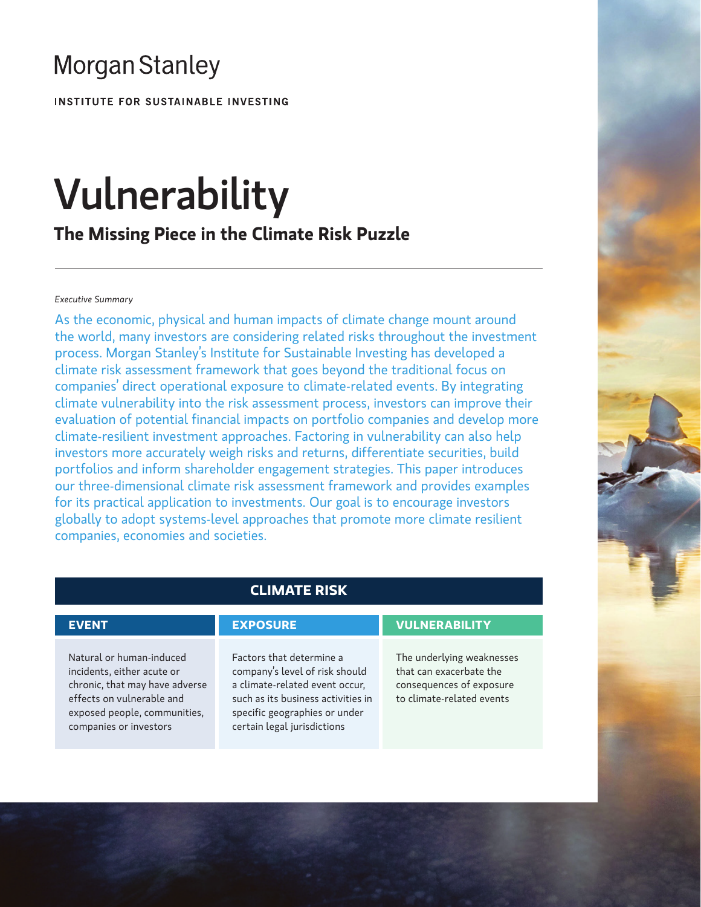Morgan Stanley

INSTITUTE FOR SUSTAINABLE INVESTING

# Vulnerability

## The Missing Piece in the Climate Risk Puzzle

*Executive Summary*

As the economic, physical and human impacts of climate change mount around the world, many investors are considering related risks throughout the investment process. Morgan Stanley's Institute for Sustainable Investing has developed a climate risk assessment framework that goes beyond the traditional focus on companies' direct operational exposure to climate-related events. By integrating climate vulnerability into the risk assessment process, investors can improve their evaluation of potential financial impacts on portfolio companies and develop more climate-resilient investment approaches. Factoring in vulnerability can also help investors more accurately weigh risks and returns, differentiate securities, build portfolios and inform shareholder engagement strategies. This paper introduces our three-dimensional climate risk assessment framework and provides examples for its practical application to investments. Our goal is to encourage investors globally to adopt systems-level approaches that promote more climate resilient companies, economies and societies.

| CLIMATE RISK | | |
|---|---|---|
| **EVENT** | **EXPOSURE** | **VULNERABILITY** |
| Natural or human-induced incidents, either acute or chronic, that may have adverse effects on vulnerable and exposed people, communities, companies or investors | Factors that determine a company's level of risk should a climate-related event occur, such as its business activities in specific geographies or under certain legal jurisdictions | The underlying weaknesses that can exacerbate the consequences of exposure to climate-related events |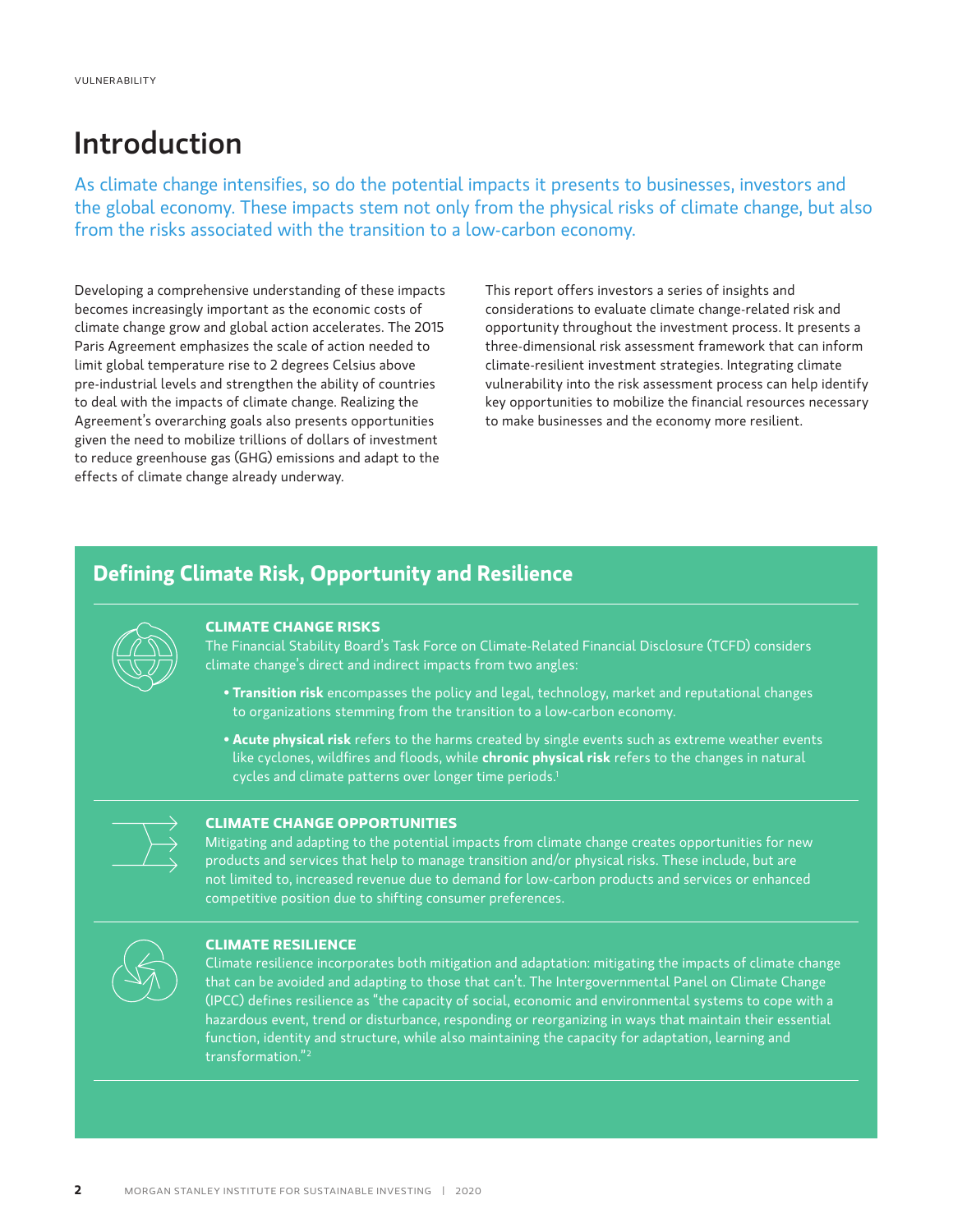# Introduction

As climate change intensifies, so do the potential impacts it presents to businesses, investors and the global economy. These impacts stem not only from the physical risks of climate change, but also from the risks associated with the transition to a low-carbon economy.

Developing a comprehensive understanding of these impacts becomes increasingly important as the economic costs of climate change grow and global action accelerates. The 2015 Paris Agreement emphasizes the scale of action needed to limit global temperature rise to 2 degrees Celsius above pre-industrial levels and strengthen the ability of countries to deal with the impacts of climate change. Realizing the Agreement's overarching goals also presents opportunities given the need to mobilize trillions of dollars of investment to reduce greenhouse gas (GHG) emissions and adapt to the effects of climate change already underway.

This report offers investors a series of insights and considerations to evaluate climate change-related risk and opportunity throughout the investment process. It presents a three-dimensional risk assessment framework that can inform climate-resilient investment strategies. Integrating climate vulnerability into the risk assessment process can help identify key opportunities to mobilize the financial resources necessary to make businesses and the economy more resilient.

## Defining Climate Risk, Opportunity and Resilience

### CLIMATE CHANGE RISKS

The Financial Stability Board's Task Force on Climate-Related Financial Disclosure (TCFD) considers climate change's direct and indirect impacts from two angles:

- **Transition risk** encompasses the policy and legal, technology, market and reputational changes to organizations stemming from the transition to a low-carbon economy.
- **Acute physical risk** refers to the harms created by single events such as extreme weather events like cyclones, wildfires and floods, while **chronic physical risk** refers to the changes in natural cycles and climate patterns over longer time periods.[1]

### CLIMATE CHANGE OPPORTUNITIES

Mitigating and adapting to the potential impacts from climate change creates opportunities for new products and services that help to manage transition and/or physical risks. These include, but are not limited to, increased revenue due to demand for low-carbon products and services or enhanced competitive position due to shifting consumer preferences.

### CLIMATE RESILIENCE

Climate resilience incorporates both mitigation and adaptation: mitigating the impacts of climate change that can be avoided and adapting to those that can't. The Intergovernmental Panel on Climate Change (IPCC) defines resilience as "the capacity of social, economic and environmental systems to cope with a hazardous event, trend or disturbance, responding or reorganizing in ways that maintain their essential function, identity and structure, while also maintaining the capacity for adaptation, learning and transformation."[2]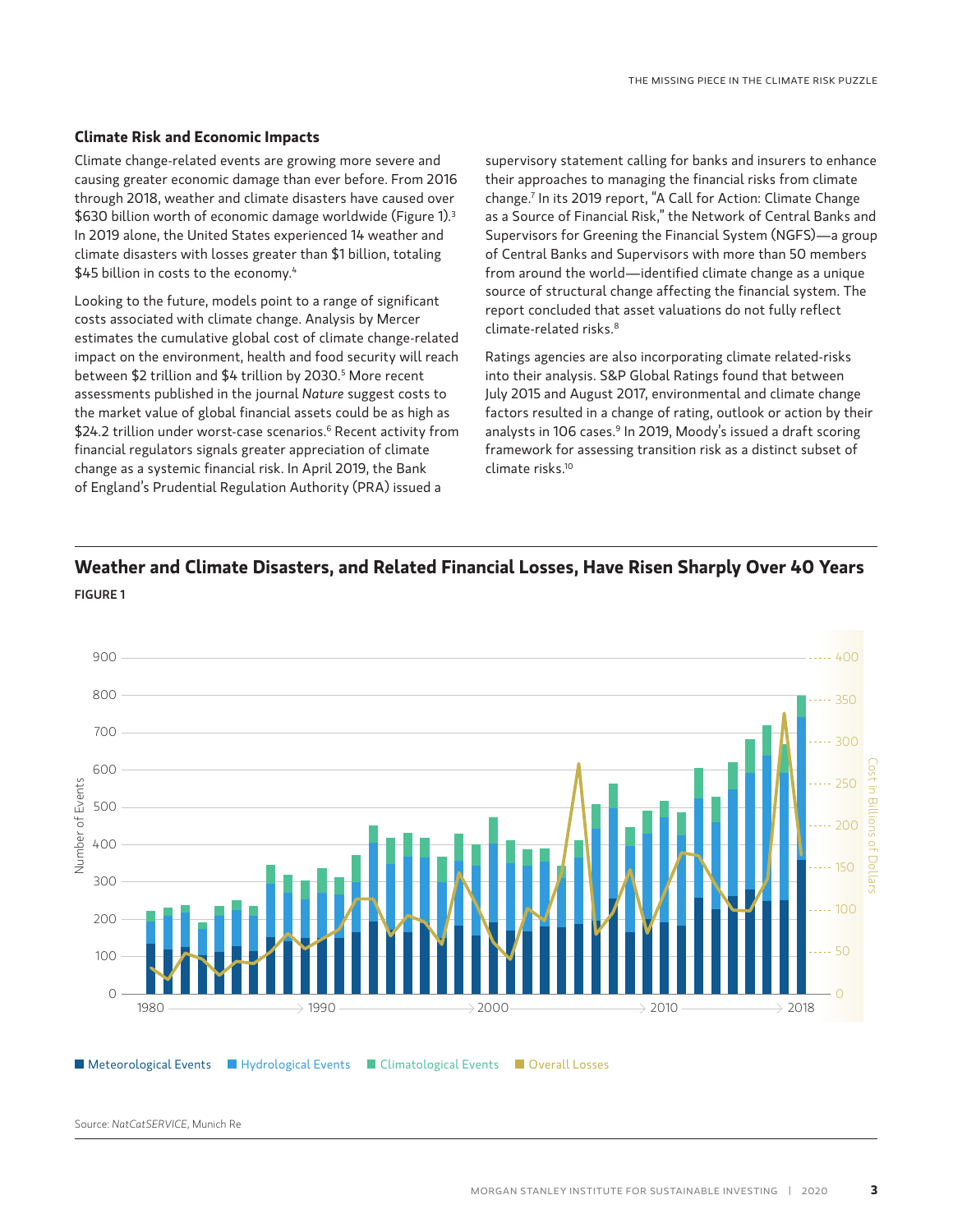## Climate Risk and Economic Impacts

Climate change-related events are growing more severe and causing greater economic damage than ever before. From 2016 through 2018, weather and climate disasters have caused over $630 billion worth of economic damage worldwide (Figure 1).[3] In 2019 alone, the United States experienced 14 weather and climate disasters with losses greater than $1 billion, totaling $45 billion in costs to the economy.[4]

Looking to the future, models point to a range of significant costs associated with climate change. Analysis by Mercer estimates the cumulative global cost of climate change-related impact on the environment, health and food security will reach between $2 trillion and $4 trillion by 2030.[5] More recent assessments published in the journal *Nature* suggest costs to the market value of global financial assets could be as high as $24.2 trillion under worst-case scenarios.[6] Recent activity from financial regulators signals greater appreciation of climate change as a systemic financial risk. In April 2019, the Bank of England's Prudential Regulation Authority (PRA) issued a supervisory statement calling for banks and insurers to enhance their approaches to managing the financial risks from climate change.[7] In its 2019 report, "A Call for Action: Climate Change as a Source of Financial Risk," the Network of Central Banks and Supervisors for Greening the Financial System (NGFS)—a group of Central Banks and Supervisors with more than 50 members from around the world—identified climate change as a unique source of structural change affecting the financial system. The report concluded that asset valuations do not fully reflect climate-related risks.[8]

Ratings agencies are also incorporating climate related-risks into their analysis. S&P Global Ratings found that between July 2015 and August 2017, environmental and climate change factors resulted in a change of rating, outlook or action by their analysts in 106 cases.[9] In 2019, Moody's issued a draft scoring framework for assessing transition risk as a distinct subset of climate risks.[10]

**Weather and Climate Disasters, and Related Financial Losses, Have Risen Sharply Over 40 Years**

FIGURE 1

Meteorological Events | Hydrological Events | Climatological Events | Overall Losses

Source: *NatCatSERVICE*, Munich Re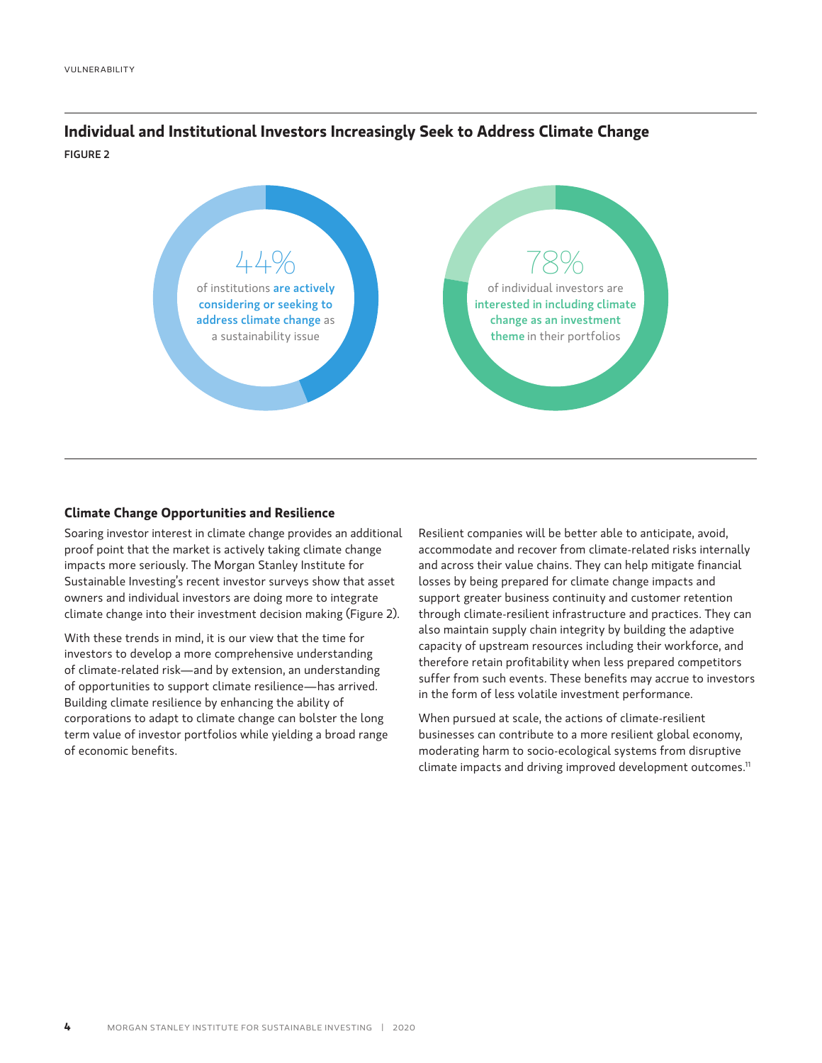## Individual and Institutional Investors Increasingly Seek to Address Climate Change

FIGURE 2

44% of institutions **are actively considering or seeking to address climate change** as a sustainability issue

78% of individual investors are **interested in including climate change as an investment theme** in their portfolios

### Climate Change Opportunities and Resilience

Soaring investor interest in climate change provides an additional proof point that the market is actively taking climate change impacts more seriously. The Morgan Stanley Institute for Sustainable Investing's recent investor surveys show that asset owners and individual investors are doing more to integrate climate change into their investment decision making (Figure 2).

With these trends in mind, it is our view that the time for investors to develop a more comprehensive understanding of climate-related risk—and by extension, an understanding of opportunities to support climate resilience—has arrived. Building climate resilience by enhancing the ability of corporations to adapt to climate change can bolster the long term value of investor portfolios while yielding a broad range of economic benefits.

Resilient companies will be better able to anticipate, avoid, accommodate and recover from climate-related risks internally and across their value chains. They can help mitigate financial losses by being prepared for climate change impacts and support greater business continuity and customer retention through climate-resilient infrastructure and practices. They can also maintain supply chain integrity by building the adaptive capacity of upstream resources including their workforce, and therefore retain profitability when less prepared competitors suffer from such events. These benefits may accrue to investors in the form of less volatile investment performance.

When pursued at scale, the actions of climate-resilient businesses can contribute to a more resilient global economy, moderating harm to socio-ecological systems from disruptive climate impacts and driving improved development outcomes.[11]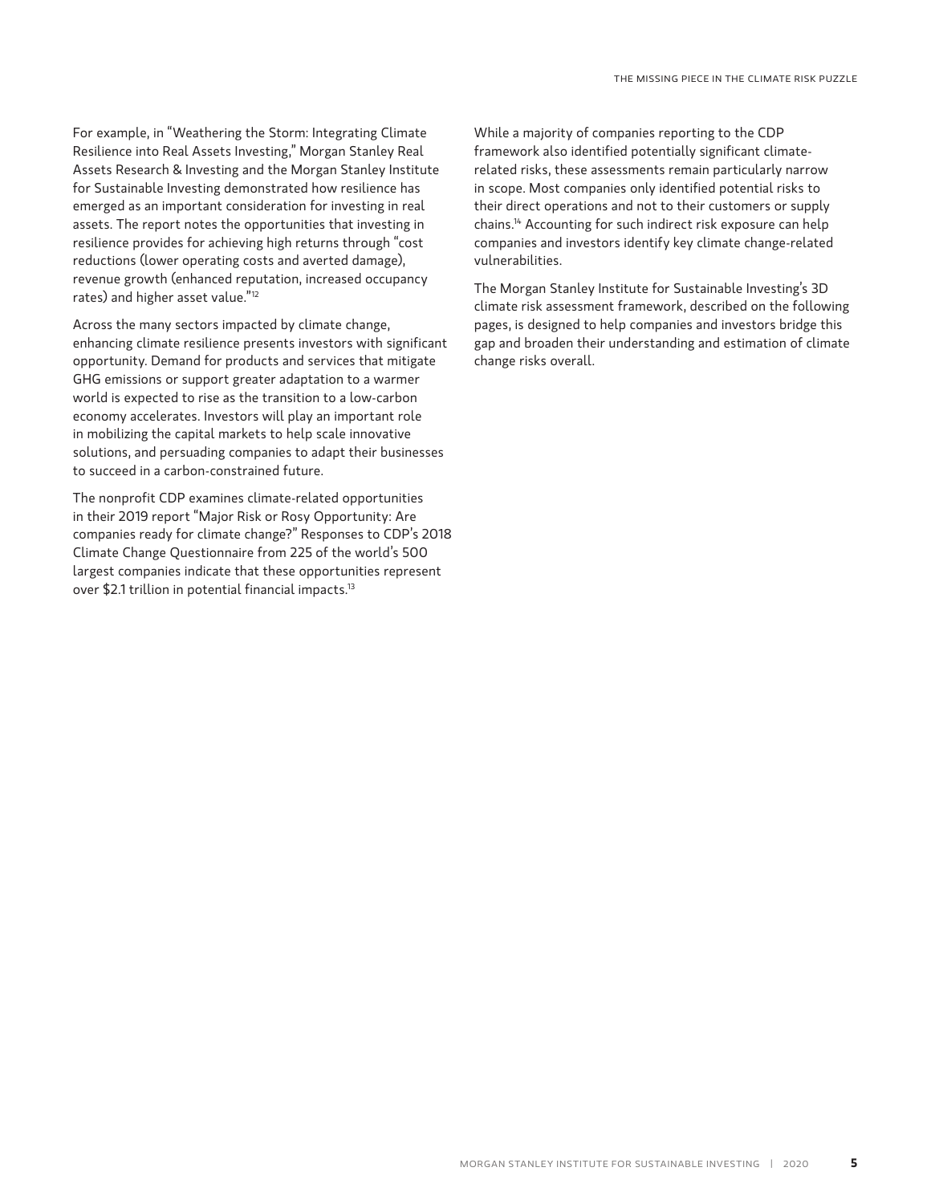For example, in "Weathering the Storm: Integrating Climate Resilience into Real Assets Investing," Morgan Stanley Real Assets Research & Investing and the Morgan Stanley Institute for Sustainable Investing demonstrated how resilience has emerged as an important consideration for investing in real assets. The report notes the opportunities that investing in resilience provides for achieving high returns through "cost reductions (lower operating costs and averted damage), revenue growth (enhanced reputation, increased occupancy rates) and higher asset value."[12]

Across the many sectors impacted by climate change, enhancing climate resilience presents investors with significant opportunity. Demand for products and services that mitigate GHG emissions or support greater adaptation to a warmer world is expected to rise as the transition to a low-carbon economy accelerates. Investors will play an important role in mobilizing the capital markets to help scale innovative solutions, and persuading companies to adapt their businesses to succeed in a carbon-constrained future.

The nonprofit CDP examines climate-related opportunities in their 2019 report "Major Risk or Rosy Opportunity: Are companies ready for climate change?" Responses to CDP's 2018 Climate Change Questionnaire from 225 of the world's 500 largest companies indicate that these opportunities represent over $2.1 trillion in potential financial impacts.[13]

While a majority of companies reporting to the CDP framework also identified potentially significant climate-related risks, these assessments remain particularly narrow in scope. Most companies only identified potential risks to their direct operations and not to their customers or supply chains.[14] Accounting for such indirect risk exposure can help companies and investors identify key climate change-related vulnerabilities.

The Morgan Stanley Institute for Sustainable Investing's 3D climate risk assessment framework, described on the following pages, is designed to help companies and investors bridge this gap and broaden their understanding and estimation of climate change risks overall.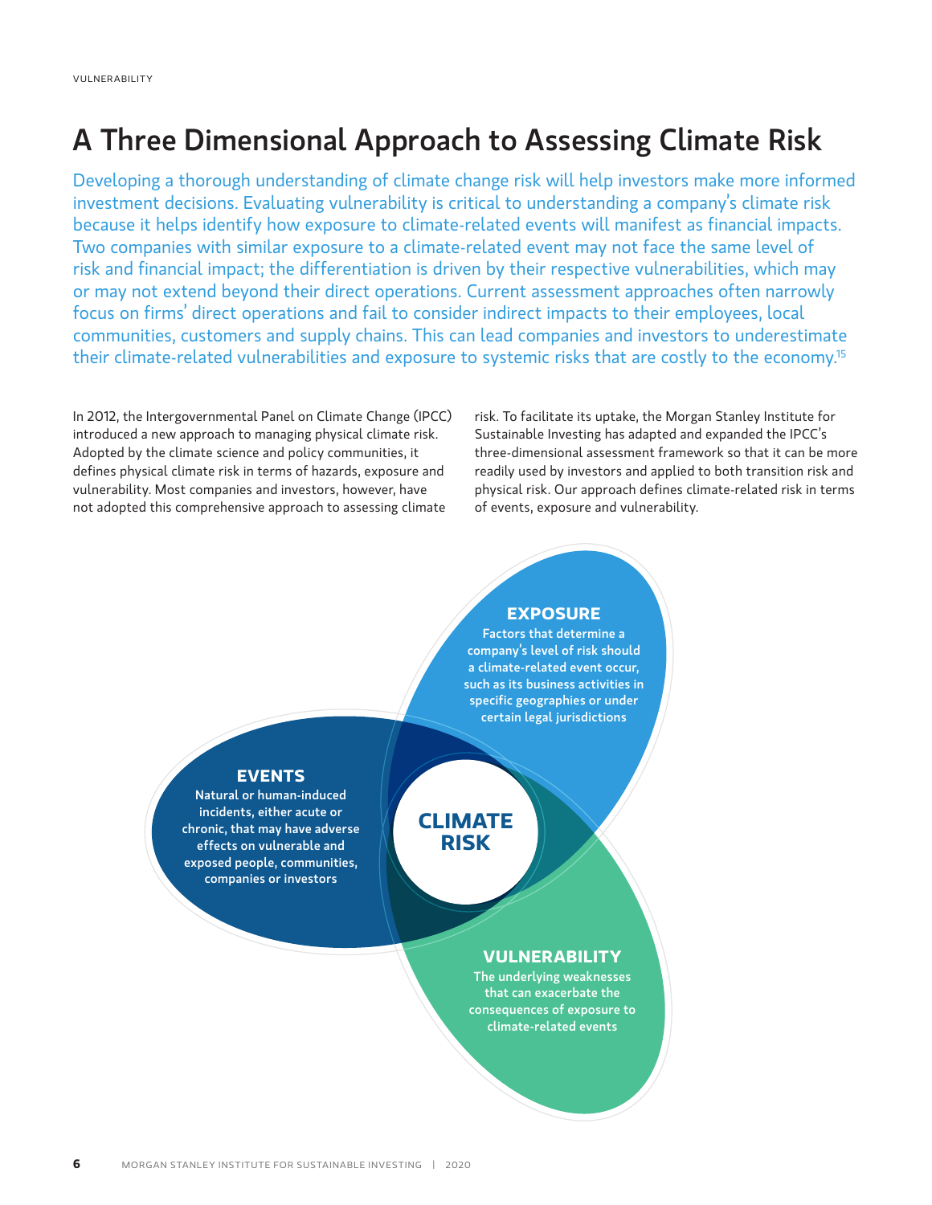# A Three Dimensional Approach to Assessing Climate Risk

Developing a thorough understanding of climate change risk will help investors make more informed investment decisions. Evaluating vulnerability is critical to understanding a company's climate risk because it helps identify how exposure to climate-related events will manifest as financial impacts. Two companies with similar exposure to a climate-related event may not face the same level of risk and financial impact; the differentiation is driven by their respective vulnerabilities, which may or may not extend beyond their direct operations. Current assessment approaches often narrowly focus on firms' direct operations and fail to consider indirect impacts to their employees, local communities, customers and supply chains. This can lead companies and investors to underestimate their climate-related vulnerabilities and exposure to systemic risks that are costly to the economy.[15]

In 2012, the Intergovernmental Panel on Climate Change (IPCC) introduced a new approach to managing physical climate risk. Adopted by the climate science and policy communities, it defines physical climate risk in terms of hazards, exposure and vulnerability. Most companies and investors, however, have not adopted this comprehensive approach to assessing climate risk. To facilitate its uptake, the Morgan Stanley Institute for Sustainable Investing has adapted and expanded the IPCC's three-dimensional assessment framework so that it can be more readily used by investors and applied to both transition risk and physical risk. Our approach defines climate-related risk in terms of events, exposure and vulnerability.

**EXPOSURE**
Factors that determine a company's level of risk should a climate-related event occur, such as its business activities in specific geographies or under certain legal jurisdictions

**EVENTS**
Natural or human-induced incidents, either acute or chronic, that may have adverse effects on vulnerable and exposed people, communities, companies or investors

**CLIMATE RISK**

**VULNERABILITY**
The underlying weaknesses that can exacerbate the consequences of exposure to climate-related events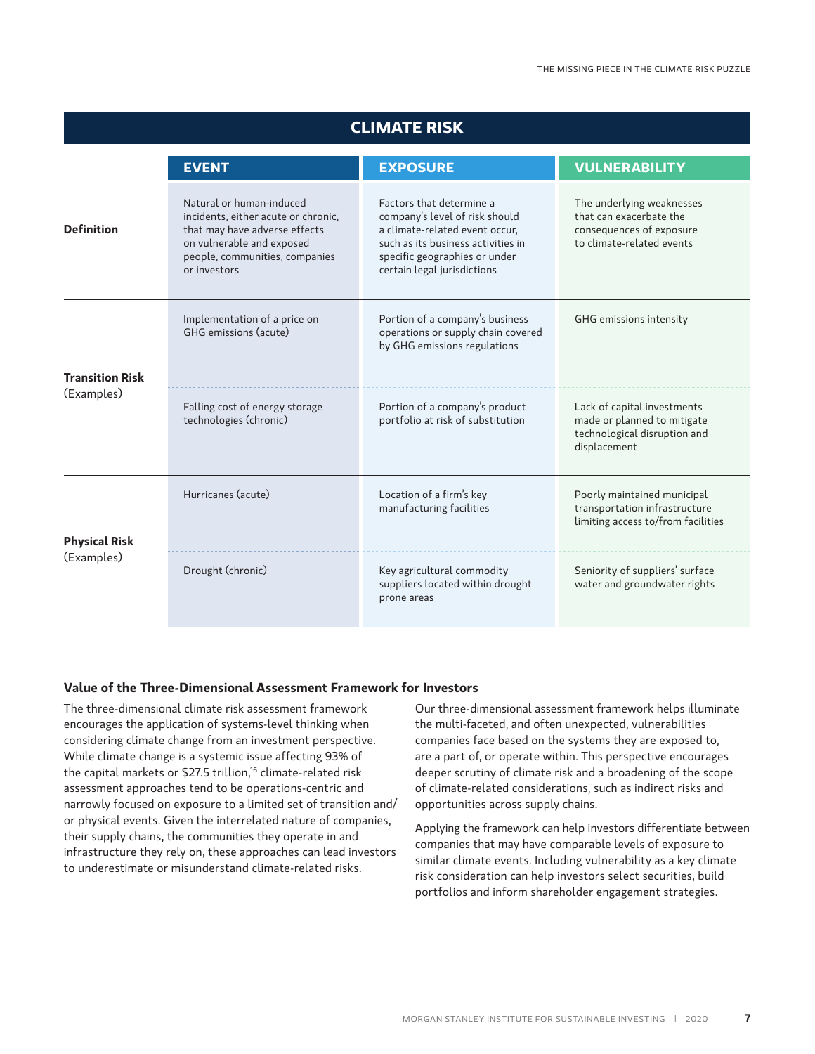## CLIMATE RISK

| | EVENT | EXPOSURE | VULNERABILITY |
| --- | --- | --- | --- |
| **Definition** | Natural or human-induced incidents, either acute or chronic, that may have adverse effects on vulnerable and exposed people, communities, companies or investors | Factors that determine a company's level of risk should a climate-related event occur, such as its business activities in specific geographies or under certain legal jurisdictions | The underlying weaknesses that can exacerbate the consequences of exposure to climate-related events |
| **Transition Risk** (Examples) | Implementation of a price on GHG emissions (acute) | Portion of a company's business operations or supply chain covered by GHG emissions regulations | GHG emissions intensity |
| | Falling cost of energy storage technologies (chronic) | Portion of a company's product portfolio at risk of substitution | Lack of capital investments made or planned to mitigate technological disruption and displacement |
| **Physical Risk** (Examples) | Hurricanes (acute) | Location of a firm's key manufacturing facilities | Poorly maintained municipal transportation infrastructure limiting access to/from facilities |
| | Drought (chronic) | Key agricultural commodity suppliers located within drought prone areas | Seniority of suppliers' surface water and groundwater rights |

### Value of the Three-Dimensional Assessment Framework for Investors

The three-dimensional climate risk assessment framework encourages the application of systems-level thinking when considering climate change from an investment perspective. While climate change is a systemic issue affecting 93% of the capital markets or $27.5 trillion,[16] climate-related risk assessment approaches tend to be operations-centric and narrowly focused on exposure to a limited set of transition and/or physical events. Given the interrelated nature of companies, their supply chains, the communities they operate in and infrastructure they rely on, these approaches can lead investors to underestimate or misunderstand climate-related risks.

Our three-dimensional assessment framework helps illuminate the multi-faceted, and often unexpected, vulnerabilities companies face based on the systems they are exposed to, are a part of, or operate within. This perspective encourages deeper scrutiny of climate risk and a broadening of the scope of climate-related considerations, such as indirect risks and opportunities across supply chains.

Applying the framework can help investors differentiate between companies that may have comparable levels of exposure to similar climate events. Including vulnerability as a key climate risk consideration can help investors select securities, build portfolios and inform shareholder engagement strategies.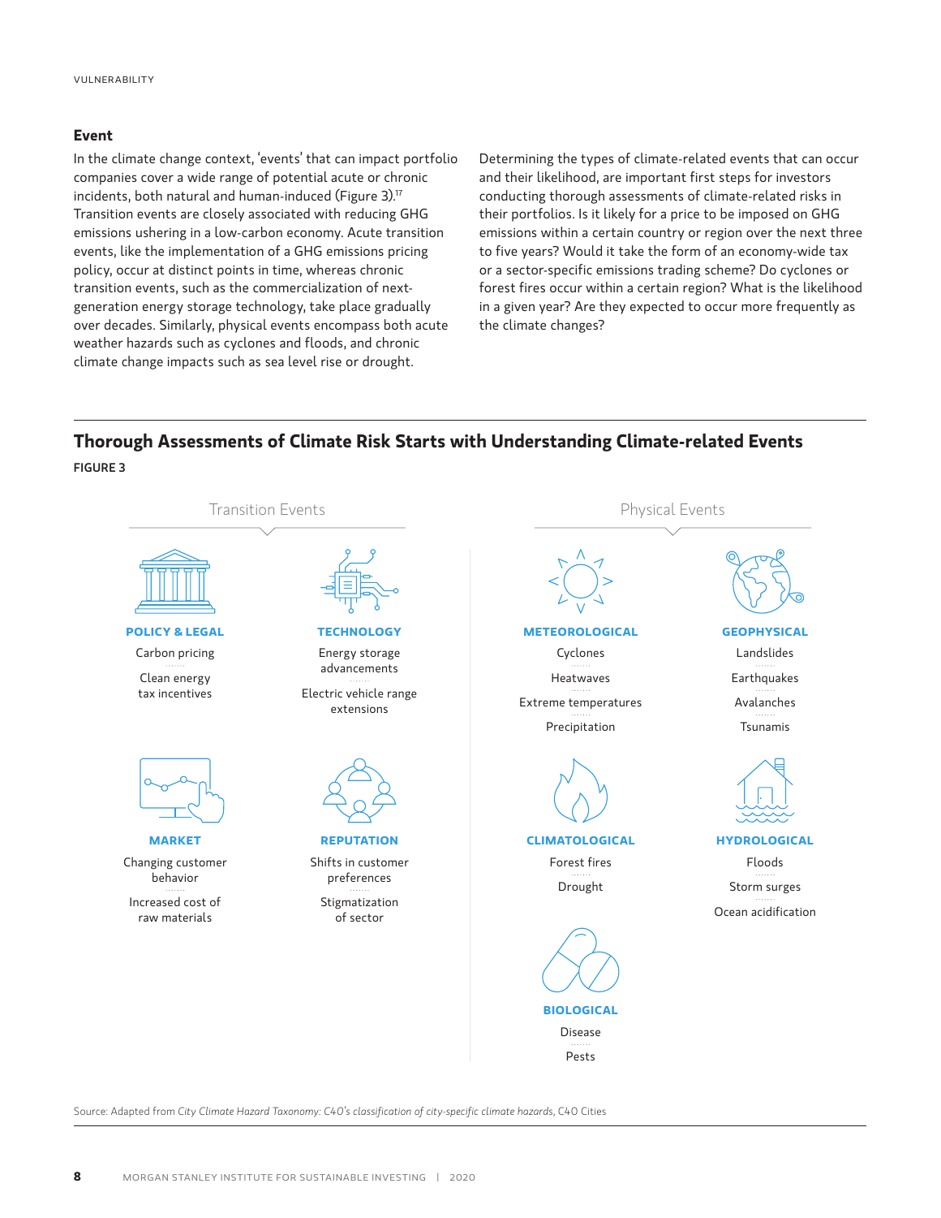## Event

In the climate change context, 'events' that can impact portfolio companies cover a wide range of potential acute or chronic incidents, both natural and human-induced (Figure 3).[17] Transition events are closely associated with reducing GHG emissions ushering in a low-carbon economy. Acute transition events, like the implementation of a GHG emissions pricing policy, occur at distinct points in time, whereas chronic transition events, such as the commercialization of next-generation energy storage technology, take place gradually over decades. Similarly, physical events encompass both acute weather hazards such as cyclones and floods, and chronic climate change impacts such as sea level rise or drought.

Determining the types of climate-related events that can occur and their likelihood, are important first steps for investors conducting thorough assessments of climate-related risks in their portfolios. Is it likely for a price to be imposed on GHG emissions within a certain country or region over the next three to five years? Would it take the form of an economy-wide tax or a sector-specific emissions trading scheme? Do cyclones or forest fires occur within a certain region? What is the likelihood in a given year? Are they expected to occur more frequently as the climate changes?

## Thorough Assessments of Climate Risk Starts with Understanding Climate-related Events

**FIGURE 3**

**Transition Events**

**POLICY & LEGAL**
- Carbon pricing
- Clean energy tax incentives

**TECHNOLOGY**
- Energy storage advancements
- Electric vehicle range extensions

**MARKET**
- Changing customer behavior
- Increased cost of raw materials

**REPUTATION**
- Shifts in customer preferences
- Stigmatization of sector

**Physical Events**

**METEOROLOGICAL**
- Cyclones
- Heatwaves
- Extreme temperatures
- Precipitation

**GEOPHYSICAL**
- Landslides
- Earthquakes
- Avalanches
- Tsunamis

**CLIMATOLOGICAL**
- Forest fires
- Drought

**HYDROLOGICAL**
- Floods
- Storm surges
- Ocean acidification

**BIOLOGICAL**
- Disease
- Pests

Source: Adapted from *City Climate Hazard Taxonomy: C40's classification of city-specific climate hazards*, C40 Cities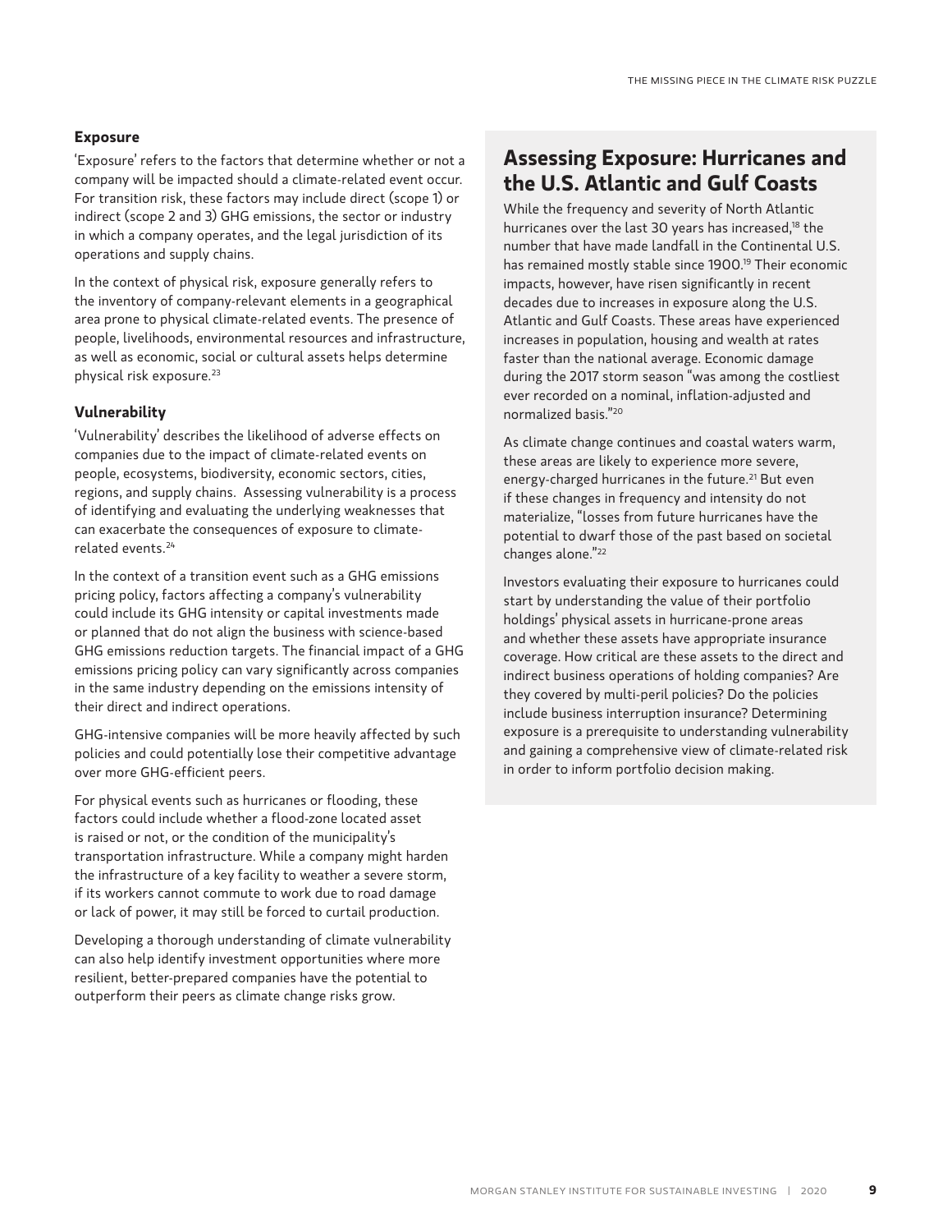### Exposure

'Exposure' refers to the factors that determine whether or not a company will be impacted should a climate-related event occur. For transition risk, these factors may include direct (scope 1) or indirect (scope 2 and 3) GHG emissions, the sector or industry in which a company operates, and the legal jurisdiction of its operations and supply chains.

In the context of physical risk, exposure generally refers to the inventory of company-relevant elements in a geographical area prone to physical climate-related events. The presence of people, livelihoods, environmental resources and infrastructure, as well as economic, social or cultural assets helps determine physical risk exposure.[23]

### Vulnerability

'Vulnerability' describes the likelihood of adverse effects on companies due to the impact of climate-related events on people, ecosystems, biodiversity, economic sectors, cities, regions, and supply chains. Assessing vulnerability is a process of identifying and evaluating the underlying weaknesses that can exacerbate the consequences of exposure to climate-related events.[24]

In the context of a transition event such as a GHG emissions pricing policy, factors affecting a company's vulnerability could include its GHG intensity or capital investments made or planned that do not align the business with science-based GHG emissions reduction targets. The financial impact of a GHG emissions pricing policy can vary significantly across companies in the same industry depending on the emissions intensity of their direct and indirect operations.

GHG-intensive companies will be more heavily affected by such policies and could potentially lose their competitive advantage over more GHG-efficient peers.

For physical events such as hurricanes or flooding, these factors could include whether a flood-zone located asset is raised or not, or the condition of the municipality's transportation infrastructure. While a company might harden the infrastructure of a key facility to weather a severe storm, if its workers cannot commute to work due to road damage or lack of power, it may still be forced to curtail production.

Developing a thorough understanding of climate vulnerability can also help identify investment opportunities where more resilient, better-prepared companies have the potential to outperform their peers as climate change risks grow.

## Assessing Exposure: Hurricanes and the U.S. Atlantic and Gulf Coasts

While the frequency and severity of North Atlantic hurricanes over the last 30 years has increased,[18] the number that have made landfall in the Continental U.S. has remained mostly stable since 1900.[19] Their economic impacts, however, have risen significantly in recent decades due to increases in exposure along the U.S. Atlantic and Gulf Coasts. These areas have experienced increases in population, housing and wealth at rates faster than the national average. Economic damage during the 2017 storm season "was among the costliest ever recorded on a nominal, inflation-adjusted and normalized basis."[20]

As climate change continues and coastal waters warm, these areas are likely to experience more severe, energy-charged hurricanes in the future.[21] But even if these changes in frequency and intensity do not materialize, "losses from future hurricanes have the potential to dwarf those of the past based on societal changes alone."[22]

Investors evaluating their exposure to hurricanes could start by understanding the value of their portfolio holdings' physical assets in hurricane-prone areas and whether these assets have appropriate insurance coverage. How critical are these assets to the direct and indirect business operations of holding companies? Are they covered by multi-peril policies? Do the policies include business interruption insurance? Determining exposure is a prerequisite to understanding vulnerability and gaining a comprehensive view of climate-related risk in order to inform portfolio decision making.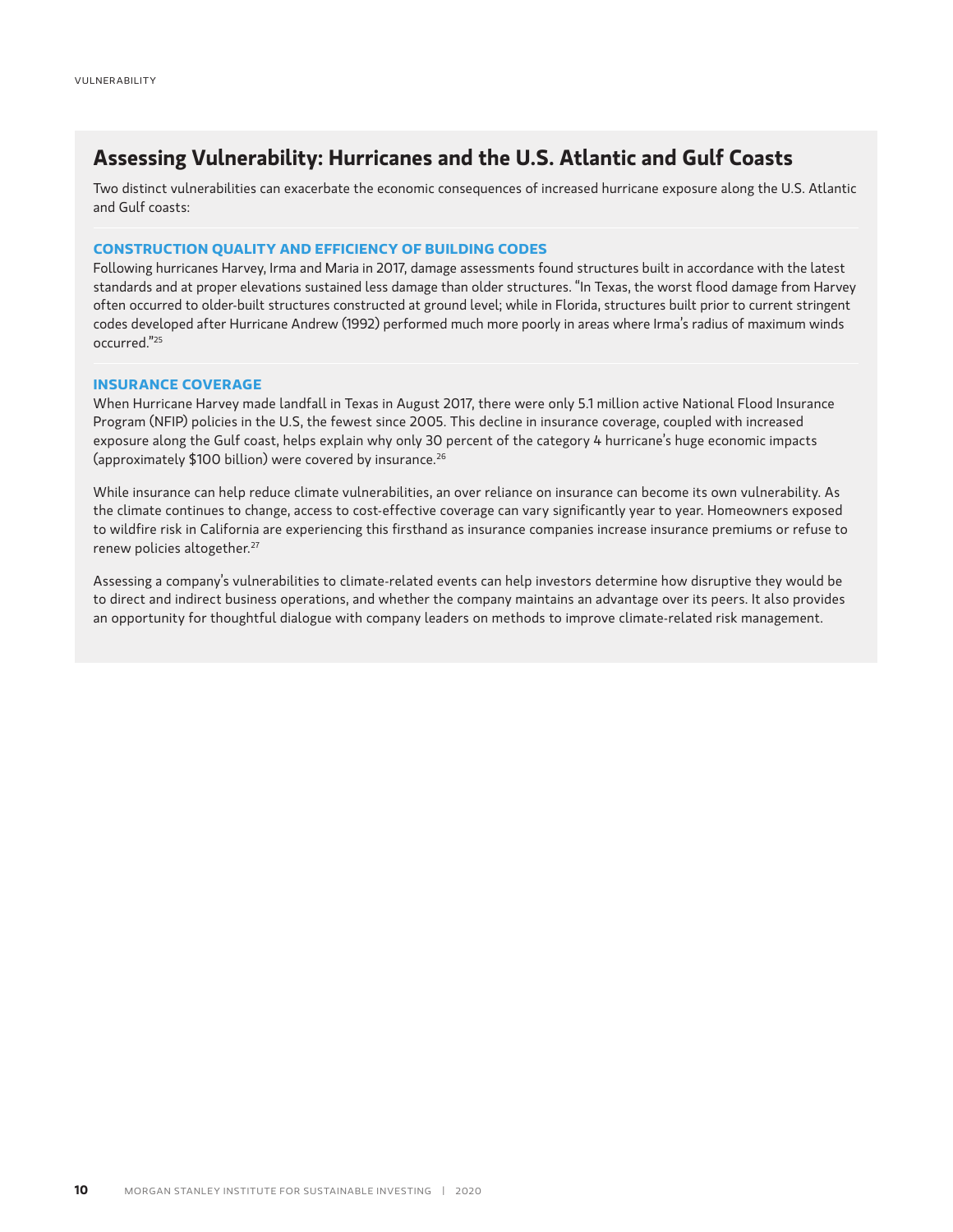## Assessing Vulnerability: Hurricanes and the U.S. Atlantic and Gulf Coasts

Two distinct vulnerabilities can exacerbate the economic consequences of increased hurricane exposure along the U.S. Atlantic and Gulf coasts:

### CONSTRUCTION QUALITY AND EFFICIENCY OF BUILDING CODES

Following hurricanes Harvey, Irma and Maria in 2017, damage assessments found structures built in accordance with the latest standards and at proper elevations sustained less damage than older structures. "In Texas, the worst flood damage from Harvey often occurred to older-built structures constructed at ground level; while in Florida, structures built prior to current stringent codes developed after Hurricane Andrew (1992) performed much more poorly in areas where Irma's radius of maximum winds occurred."[25]

### INSURANCE COVERAGE

When Hurricane Harvey made landfall in Texas in August 2017, there were only 5.1 million active National Flood Insurance Program (NFIP) policies in the U.S, the fewest since 2005. This decline in insurance coverage, coupled with increased exposure along the Gulf coast, helps explain why only 30 percent of the category 4 hurricane's huge economic impacts (approximately $100 billion) were covered by insurance.[26]

While insurance can help reduce climate vulnerabilities, an over reliance on insurance can become its own vulnerability. As the climate continues to change, access to cost-effective coverage can vary significantly year to year. Homeowners exposed to wildfire risk in California are experiencing this firsthand as insurance companies increase insurance premiums or refuse to renew policies altogether.[27]

Assessing a company's vulnerabilities to climate-related events can help investors determine how disruptive they would be to direct and indirect business operations, and whether the company maintains an advantage over its peers. It also provides an opportunity for thoughtful dialogue with company leaders on methods to improve climate-related risk management.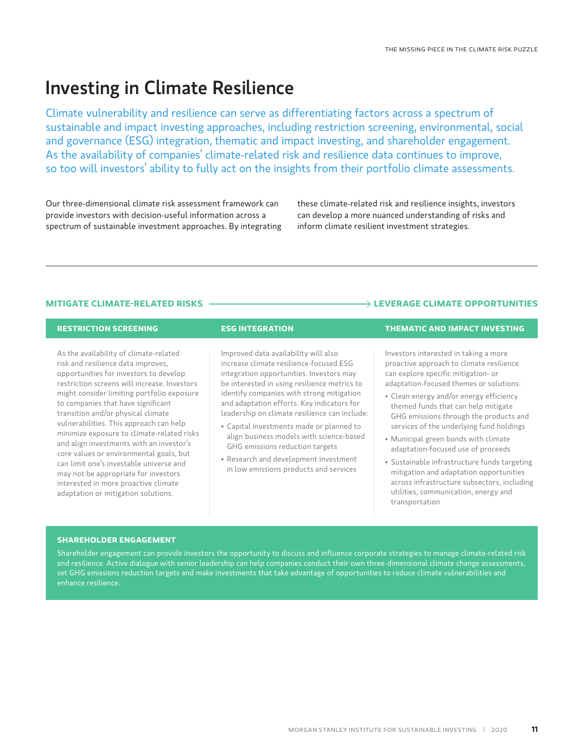# Investing in Climate Resilience

Climate vulnerability and resilience can serve as differentiating factors across a spectrum of sustainable and impact investing approaches, including restriction screening, environmental, social and governance (ESG) integration, thematic and impact investing, and shareholder engagement. As the availability of companies' climate-related risk and resilience data continues to improve, so too will investors' ability to fully act on the insights from their portfolio climate assessments.

Our three-dimensional climate risk assessment framework can provide investors with decision-useful information across a spectrum of sustainable investment approaches. By integrating these climate-related risk and resilience insights, investors can develop a more nuanced understanding of risks and inform climate resilient investment strategies.

**MITIGATE CLIMATE-RELATED RISKS → LEVERAGE CLIMATE OPPORTUNITIES**

### RESTRICTION SCREENING

As the availability of climate-related risk and resilience data improves, opportunities for investors to develop restriction screens will increase. Investors might consider limiting portfolio exposure to companies that have significant transition and/or physical climate vulnerabilities. This approach can help minimize exposure to climate-related risks and align investments with an investor's core values or environmental goals, but can limit one's investable universe and may not be appropriate for investors interested in more proactive climate adaptation or mitigation solutions.

### ESG INTEGRATION

Improved data availability will also increase climate resilience-focused ESG integration opportunities. Investors may be interested in using resilience metrics to identify companies with strong mitigation and adaptation efforts. Key indicators for leadership on climate resilience can include:

- Capital investments made or planned to align business models with science-based GHG emissions reduction targets
- Research and development investment in low emissions products and services

### THEMATIC AND IMPACT INVESTING

Investors interested in taking a more proactive approach to climate resilience can explore specific mitigation- or adaptation-focused themes or solutions:

- Clean energy and/or energy efficiency themed funds that can help mitigate GHG emissions through the products and services of the underlying fund holdings
- Municipal green bonds with climate adaptation-focused use of proceeds
- Sustainable infrastructure funds targeting mitigation and adaptation opportunities across infrastructure subsectors, including utilities, communication, energy and transportation

### SHAREHOLDER ENGAGEMENT

Shareholder engagement can provide investors the opportunity to discuss and influence corporate strategies to manage climate-related risk and resilience. Active dialogue with senior leadership can help companies conduct their own three-dimensional climate change assessments, set GHG emissions reduction targets and make investments that take advantage of opportunities to reduce climate vulnerabilities and enhance resilience.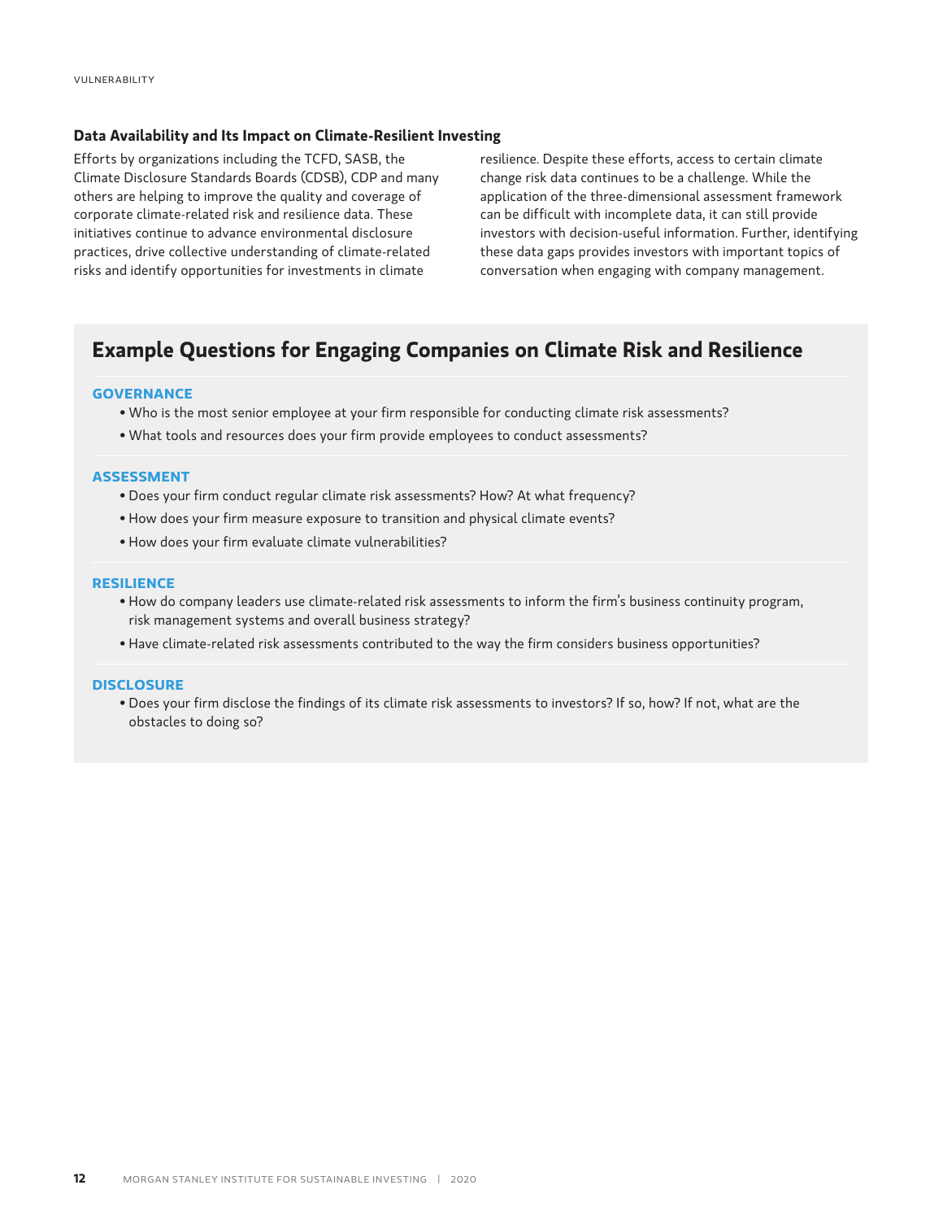### Data Availability and Its Impact on Climate-Resilient Investing

Efforts by organizations including the TCFD, SASB, the Climate Disclosure Standards Boards (CDSB), CDP and many others are helping to improve the quality and coverage of corporate climate-related risk and resilience data. These initiatives continue to advance environmental disclosure practices, drive collective understanding of climate-related risks and identify opportunities for investments in climate resilience. Despite these efforts, access to certain climate change risk data continues to be a challenge. While the application of the three-dimensional assessment framework can be difficult with incomplete data, it can still provide investors with decision-useful information. Further, identifying these data gaps provides investors with important topics of conversation when engaging with company management.

## Example Questions for Engaging Companies on Climate Risk and Resilience

#### GOVERNANCE

- Who is the most senior employee at your firm responsible for conducting climate risk assessments?
- What tools and resources does your firm provide employees to conduct assessments?

#### ASSESSMENT

- Does your firm conduct regular climate risk assessments? How? At what frequency?
- How does your firm measure exposure to transition and physical climate events?
- How does your firm evaluate climate vulnerabilities?

#### RESILIENCE

- How do company leaders use climate-related risk assessments to inform the firm's business continuity program, risk management systems and overall business strategy?
- Have climate-related risk assessments contributed to the way the firm considers business opportunities?

#### DISCLOSURE

- Does your firm disclose the findings of its climate risk assessments to investors? If so, how? If not, what are the obstacles to doing so?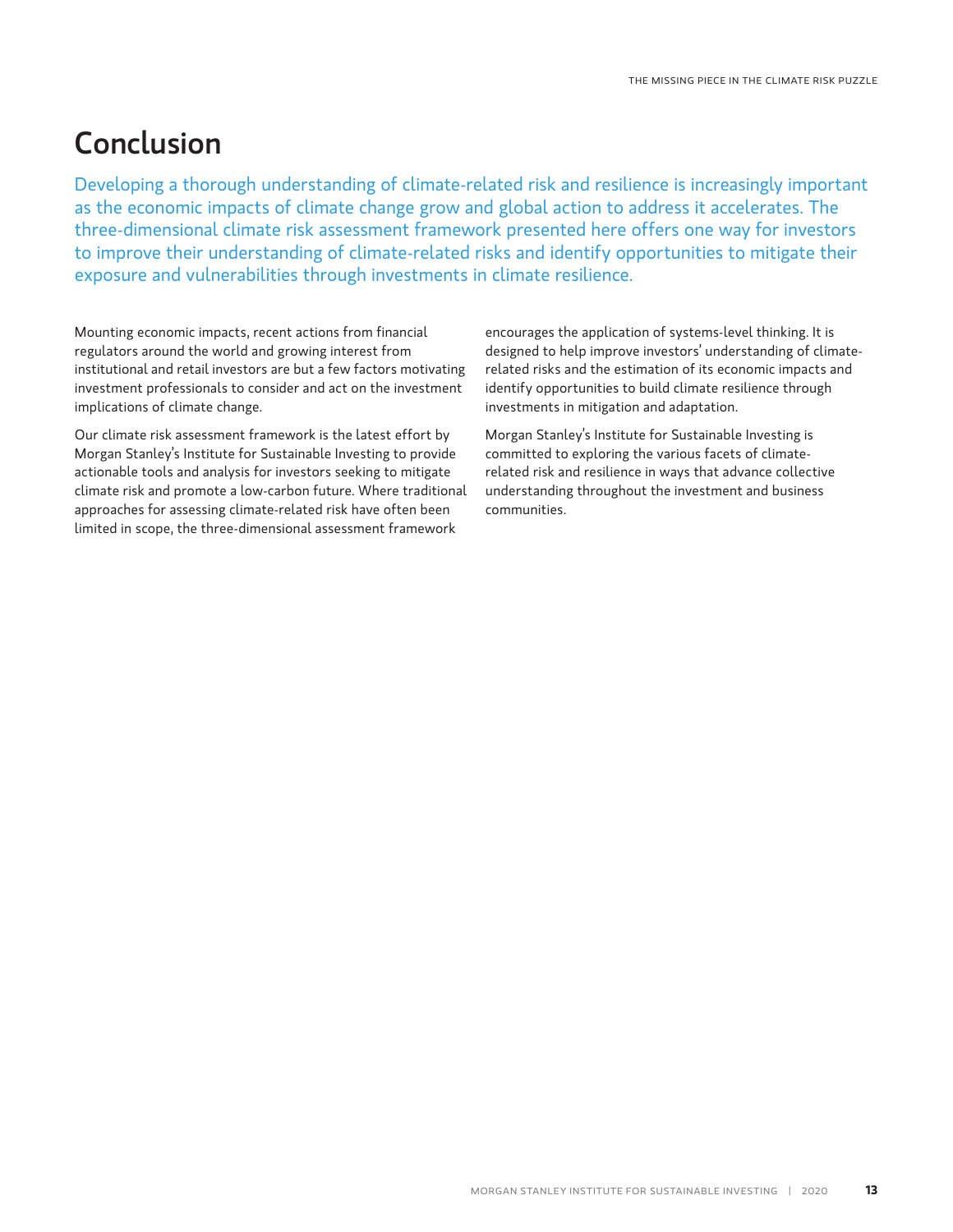# Conclusion

Developing a thorough understanding of climate-related risk and resilience is increasingly important as the economic impacts of climate change grow and global action to address it accelerates. The three-dimensional climate risk assessment framework presented here offers one way for investors to improve their understanding of climate-related risks and identify opportunities to mitigate their exposure and vulnerabilities through investments in climate resilience.

Mounting economic impacts, recent actions from financial regulators around the world and growing interest from institutional and retail investors are but a few factors motivating investment professionals to consider and act on the investment implications of climate change.

Our climate risk assessment framework is the latest effort by Morgan Stanley's Institute for Sustainable Investing to provide actionable tools and analysis for investors seeking to mitigate climate risk and promote a low-carbon future. Where traditional approaches for assessing climate-related risk have often been limited in scope, the three-dimensional assessment framework encourages the application of systems-level thinking. It is designed to help improve investors' understanding of climate-related risks and the estimation of its economic impacts and identify opportunities to build climate resilience through investments in mitigation and adaptation.

Morgan Stanley's Institute for Sustainable Investing is committed to exploring the various facets of climate-related risk and resilience in ways that advance collective understanding throughout the investment and business communities.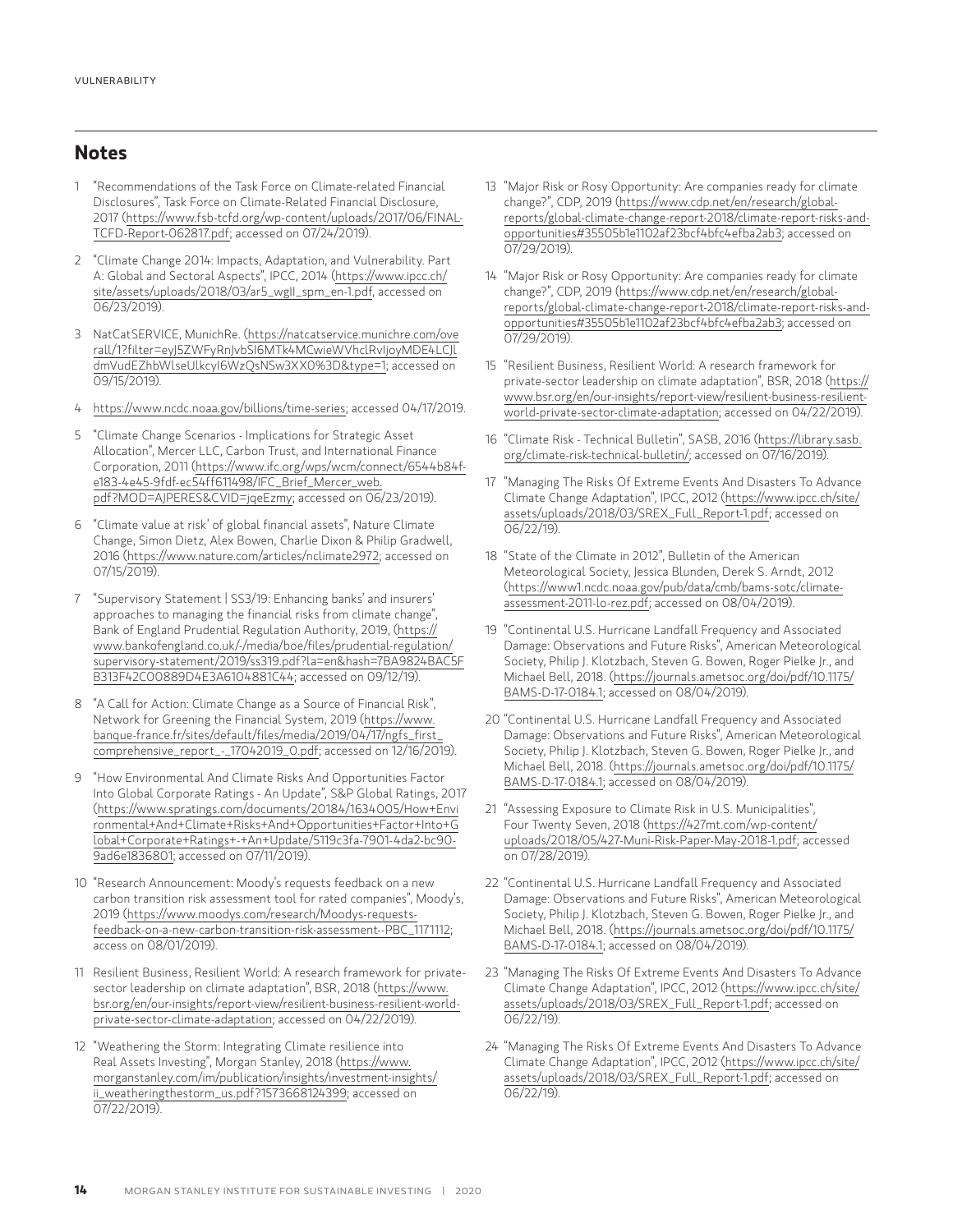## Notes

1. "Recommendations of the Task Force on Climate-related Financial Disclosures", Task Force on Climate-Related Financial Disclosure, 2017 (https://www.fsb-tcfd.org/wp-content/uploads/2017/06/FINAL-TCFD-Report-062817.pdf; accessed on 07/24/2019).
2. "Climate Change 2014: Impacts, Adaptation, and Vulnerability. Part A: Global and Sectoral Aspects", IPCC, 2014 (https://www.ipcc.ch/site/assets/uploads/2018/03/ar5_wgII_spm_en-1.pdf, accessed on 06/23/2019).
3. NatCatSERVICE, MunichRe. (https://natcatservice.munichre.com/overall/1?filter=eyJ5ZWFyRnJvbSI6MTk4MCwieWVhclRvIjoyMDE4LCJldmVudEZhbWlseUlkcyI6WzQsNSw3XX0%3D&type=1; accessed on 09/15/2019).
4. https://www.ncdc.noaa.gov/billions/time-series; accessed 04/17/2019.
5. "Climate Change Scenarios - Implications for Strategic Asset Allocation", Mercer LLC, Carbon Trust, and International Finance Corporation, 2011 (https://www.ifc.org/wps/wcm/connect/6544b84f-e183-4e45-9fdf-ec54ff611498/IFC_Brief_Mercer_web.pdf?MOD=AJPERES&CVID=jqeEzmy; accessed on 06/23/2019).
6. "Climate value at risk' of global financial assets", Nature Climate Change, Simon Dietz, Alex Bowen, Charlie Dixon & Philip Gradwell, 2016 (https://www.nature.com/articles/nclimate2972; accessed on 07/15/2019).
7. "Supervisory Statement | SS3/19: Enhancing banks' and insurers' approaches to managing the financial risks from climate change", Bank of England Prudential Regulation Authority, 2019, (https://www.bankofengland.co.uk/-/media/boe/files/prudential-regulation/supervisory-statement/2019/ss319.pdf?la=en&hash=7BA9824BAC5FB313F42C00889D4E3A6104881C44; accessed on 09/12/19).
8. "A Call for Action: Climate Change as a Source of Financial Risk", Network for Greening the Financial System, 2019 (https://www.banque-france.fr/sites/default/files/media/2019/04/17/ngfs_first_comprehensive_report_-_17042019_0.pdf; accessed on 12/16/2019).
9. "How Environmental And Climate Risks And Opportunities Factor Into Global Corporate Ratings - An Update", S&P Global Ratings, 2017 (https://www.spratings.com/documents/20184/1634005/How+Environmental+And+Climate+Risks+And+Opportunities+Factor+Into+Global+Corporate+Ratings+-+An+Update/5119c3fa-7901-4da2-bc90-9ad6e1836801; accessed on 07/11/2019).
10. "Research Announcement: Moody's requests feedback on a new carbon transition risk assessment tool for rated companies", Moody's, 2019 (https://www.moodys.com/research/Moodys-requests-feedback-on-a-new-carbon-transition-risk-assessment--PBC_1171112; access on 08/01/2019).
11. Resilient Business, Resilient World: A research framework for private-sector leadership on climate adaptation", BSR, 2018 (https://www.bsr.org/en/our-insights/report-view/resilient-business-resilient-world-private-sector-climate-adaptation; accessed on 04/22/2019).
12. "Weathering the Storm: Integrating Climate resilience into Real Assets Investing", Morgan Stanley, 2018 (https://www.morganstanley.com/im/publication/insights/investment-insights/ii_weatheringthestorm_us.pdf?1573668124399; accessed on 07/22/2019).
13. "Major Risk or Rosy Opportunity: Are companies ready for climate change?", CDP, 2019 (https://www.cdp.net/en/research/global-reports/global-climate-change-report-2018/climate-report-risks-and-opportunities#35505b1e1102af23bcf4bfc4efba2ab3; accessed on 07/29/2019).
14. "Major Risk or Rosy Opportunity: Are companies ready for climate change?", CDP, 2019 (https://www.cdp.net/en/research/global-reports/global-climate-change-report-2018/climate-report-risks-and-opportunities#35505b1e1102af23bcf4bfc4efba2ab3; accessed on 07/29/2019).
15. "Resilient Business, Resilient World: A research framework for private-sector leadership on climate adaptation", BSR, 2018 (https://www.bsr.org/en/our-insights/report-view/resilient-business-resilient-world-private-sector-climate-adaptation; accessed on 04/22/2019).
16. "Climate Risk - Technical Bulletin", SASB, 2016 (https://library.sasb.org/climate-risk-technical-bulletin/; accessed on 07/16/2019).
17. "Managing The Risks Of Extreme Events And Disasters To Advance Climate Change Adaptation", IPCC, 2012 (https://www.ipcc.ch/site/assets/uploads/2018/03/SREX_Full_Report-1.pdf; accessed on 06/22/19).
18. "State of the Climate in 2012", Bulletin of the American Meteorological Society, Jessica Blunden, Derek S. Arndt, 2012 (https://www1.ncdc.noaa.gov/pub/data/cmb/bams-sotc/climate-assessment-2011-lo-rez.pdf; accessed on 08/04/2019).
19. "Continental U.S. Hurricane Landfall Frequency and Associated Damage: Observations and Future Risks", American Meteorological Society, Philip J. Klotzbach, Steven G. Bowen, Roger Pielke Jr., and Michael Bell, 2018. (https://journals.ametsoc.org/doi/pdf/10.1175/BAMS-D-17-0184.1; accessed on 08/04/2019).
20. "Continental U.S. Hurricane Landfall Frequency and Associated Damage: Observations and Future Risks", American Meteorological Society, Philip J. Klotzbach, Steven G. Bowen, Roger Pielke Jr., and Michael Bell, 2018. (https://journals.ametsoc.org/doi/pdf/10.1175/BAMS-D-17-0184.1; accessed on 08/04/2019).
21. "Assessing Exposure to Climate Risk in U.S. Municipalities", Four Twenty Seven, 2018 (https://427mt.com/wp-content/uploads/2018/05/427-Muni-Risk-Paper-May-2018-1.pdf; accessed on 07/28/2019).
22. "Continental U.S. Hurricane Landfall Frequency and Associated Damage: Observations and Future Risks", American Meteorological Society, Philip J. Klotzbach, Steven G. Bowen, Roger Pielke Jr., and Michael Bell, 2018. (https://journals.ametsoc.org/doi/pdf/10.1175/BAMS-D-17-0184.1; accessed on 08/04/2019).
23. "Managing The Risks Of Extreme Events And Disasters To Advance Climate Change Adaptation", IPCC, 2012 (https://www.ipcc.ch/site/assets/uploads/2018/03/SREX_Full_Report-1.pdf; accessed on 06/22/19).
24. "Managing The Risks Of Extreme Events And Disasters To Advance Climate Change Adaptation", IPCC, 2012 (https://www.ipcc.ch/site/assets/uploads/2018/03/SREX_Full_Report-1.pdf; accessed on 06/22/19).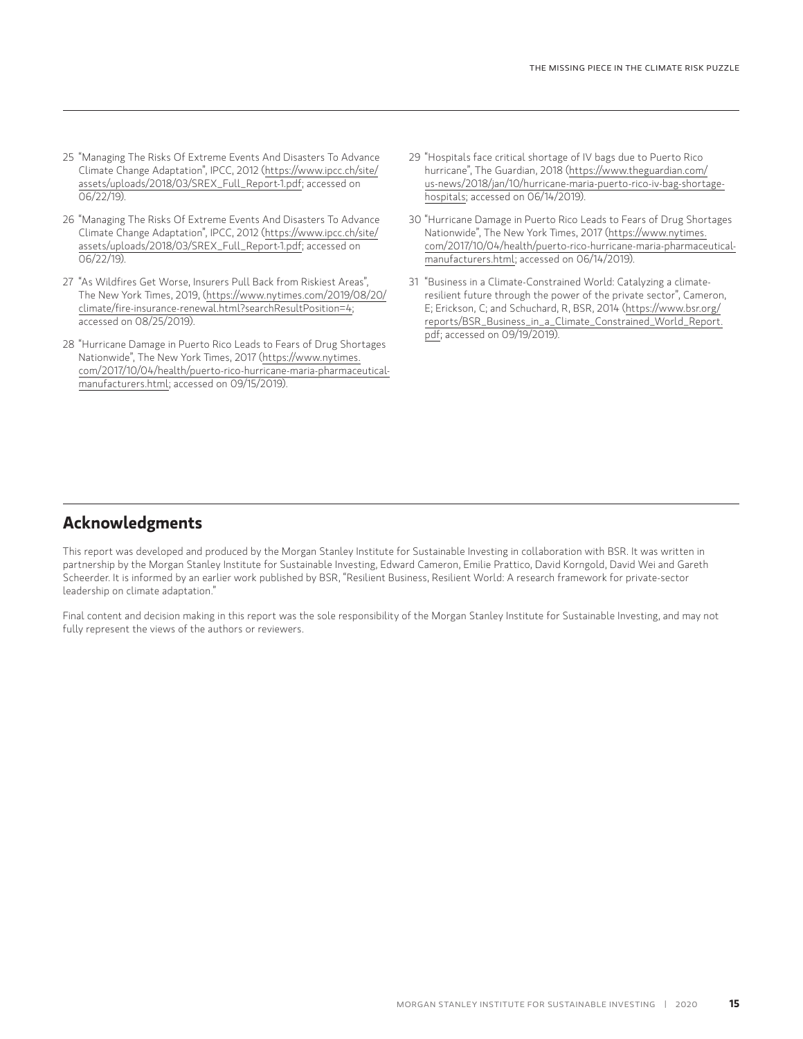25 "Managing The Risks Of Extreme Events And Disasters To Advance Climate Change Adaptation", IPCC, 2012 (https://www.ipcc.ch/site/assets/uploads/2018/03/SREX_Full_Report-1.pdf; accessed on 06/22/19).

26 "Managing The Risks Of Extreme Events And Disasters To Advance Climate Change Adaptation", IPCC, 2012 (https://www.ipcc.ch/site/assets/uploads/2018/03/SREX_Full_Report-1.pdf; accessed on 06/22/19).

27 "As Wildfires Get Worse, Insurers Pull Back from Riskiest Areas", The New York Times, 2019, (https://www.nytimes.com/2019/08/20/climate/fire-insurance-renewal.html?searchResultPosition=4; accessed on 08/25/2019).

28 "Hurricane Damage in Puerto Rico Leads to Fears of Drug Shortages Nationwide", The New York Times, 2017 (https://www.nytimes.com/2017/10/04/health/puerto-rico-hurricane-maria-pharmaceutical-manufacturers.html; accessed on 09/15/2019).

29 "Hospitals face critical shortage of IV bags due to Puerto Rico hurricane", The Guardian, 2018 (https://www.theguardian.com/us-news/2018/jan/10/hurricane-maria-puerto-rico-iv-bag-shortage-hospitals; accessed on 06/14/2019).

30 "Hurricane Damage in Puerto Rico Leads to Fears of Drug Shortages Nationwide", The New York Times, 2017 (https://www.nytimes.com/2017/10/04/health/puerto-rico-hurricane-maria-pharmaceutical-manufacturers.html; accessed on 06/14/2019).

31 "Business in a Climate-Constrained World: Catalyzing a climate-resilient future through the power of the private sector", Cameron, E; Erickson, C; and Schuchard, R, BSR, 2014 (https://www.bsr.org/reports/BSR_Business_in_a_Climate_Constrained_World_Report.pdf; accessed on 09/19/2019).

## Acknowledgments

This report was developed and produced by the Morgan Stanley Institute for Sustainable Investing in collaboration with BSR. It was written in partnership by the Morgan Stanley Institute for Sustainable Investing, Edward Cameron, Emilie Prattico, David Korngold, David Wei and Gareth Scheerder. It is informed by an earlier work published by BSR, "Resilient Business, Resilient World: A research framework for private-sector leadership on climate adaptation."

Final content and decision making in this report was the sole responsibility of the Morgan Stanley Institute for Sustainable Investing, and may not fully represent the views of the authors or reviewers.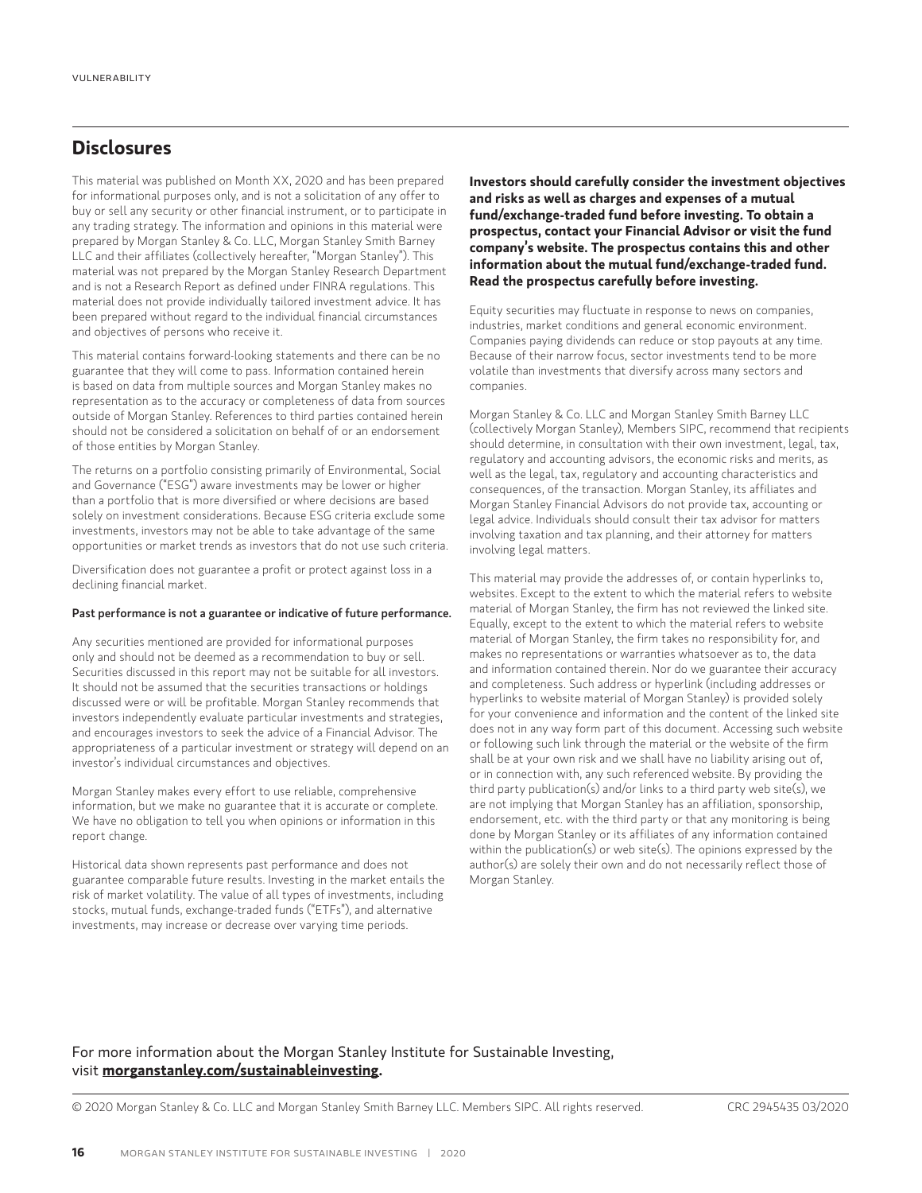## Disclosures

This material was published on Month XX, 2020 and has been prepared for informational purposes only, and is not a solicitation of any offer to buy or sell any security or other financial instrument, or to participate in any trading strategy. The information and opinions in this material were prepared by Morgan Stanley & Co. LLC, Morgan Stanley Smith Barney LLC and their affiliates (collectively hereafter, "Morgan Stanley"). This material was not prepared by the Morgan Stanley Research Department and is not a Research Report as defined under FINRA regulations. This material does not provide individually tailored investment advice. It has been prepared without regard to the individual financial circumstances and objectives of persons who receive it.

This material contains forward-looking statements and there can be no guarantee that they will come to pass. Information contained herein is based on data from multiple sources and Morgan Stanley makes no representation as to the accuracy or completeness of data from sources outside of Morgan Stanley. References to third parties contained herein should not be considered a solicitation on behalf of or an endorsement of those entities by Morgan Stanley.

The returns on a portfolio consisting primarily of Environmental, Social and Governance ("ESG") aware investments may be lower or higher than a portfolio that is more diversified or where decisions are based solely on investment considerations. Because ESG criteria exclude some investments, investors may not be able to take advantage of the same opportunities or market trends as investors that do not use such criteria.

Diversification does not guarantee a profit or protect against loss in a declining financial market.

**Past performance is not a guarantee or indicative of future performance.**

Any securities mentioned are provided for informational purposes only and should not be deemed as a recommendation to buy or sell. Securities discussed in this report may not be suitable for all investors. It should not be assumed that the securities transactions or holdings discussed were or will be profitable. Morgan Stanley recommends that investors independently evaluate particular investments and strategies, and encourages investors to seek the advice of a Financial Advisor. The appropriateness of a particular investment or strategy will depend on an investor's individual circumstances and objectives.

Morgan Stanley makes every effort to use reliable, comprehensive information, but we make no guarantee that it is accurate or complete. We have no obligation to tell you when opinions or information in this report change.

Historical data shown represents past performance and does not guarantee comparable future results. Investing in the market entails the risk of market volatility. The value of all types of investments, including stocks, mutual funds, exchange-traded funds ("ETFs"), and alternative investments, may increase or decrease over varying time periods.

**Investors should carefully consider the investment objectives and risks as well as charges and expenses of a mutual fund/exchange-traded fund before investing. To obtain a prospectus, contact your Financial Advisor or visit the fund company's website. The prospectus contains this and other information about the mutual fund/exchange-traded fund. Read the prospectus carefully before investing.**

Equity securities may fluctuate in response to news on companies, industries, market conditions and general economic environment. Companies paying dividends can reduce or stop payouts at any time. Because of their narrow focus, sector investments tend to be more volatile than investments that diversify across many sectors and companies.

Morgan Stanley & Co. LLC and Morgan Stanley Smith Barney LLC (collectively Morgan Stanley), Members SIPC, recommend that recipients should determine, in consultation with their own investment, legal, tax, regulatory and accounting advisors, the economic risks and merits, as well as the legal, tax, regulatory and accounting characteristics and consequences, of the transaction. Morgan Stanley, its affiliates and Morgan Stanley Financial Advisors do not provide tax, accounting or legal advice. Individuals should consult their tax advisor for matters involving taxation and tax planning, and their attorney for matters involving legal matters.

This material may provide the addresses of, or contain hyperlinks to, websites. Except to the extent to which the material refers to website material of Morgan Stanley, the firm has not reviewed the linked site. Equally, except to the extent to which the material refers to website material of Morgan Stanley, the firm takes no responsibility for, and makes no representations or warranties whatsoever as to, the data and information contained therein. Nor do we guarantee their accuracy and completeness. Such address or hyperlink (including addresses or hyperlinks to website material of Morgan Stanley) is provided solely for your convenience and information and the content of the linked site does not in any way form part of this document. Accessing such website or following such link through the material or the website of the firm shall be at your own risk and we shall have no liability arising out of, or in connection with, any such referenced website. By providing the third party publication(s) and/or links to a third party web site(s), we are not implying that Morgan Stanley has an affiliation, sponsorship, endorsement, etc. with the third party or that any monitoring is being done by Morgan Stanley or its affiliates of any information contained within the publication(s) or web site(s). The opinions expressed by the author(s) are solely their own and do not necessarily reflect those of Morgan Stanley.

For more information about the Morgan Stanley Institute for Sustainable Investing, visit **morganstanley.com/sustainableinvesting**.

© 2020 Morgan Stanley & Co. LLC and Morgan Stanley Smith Barney LLC. Members SIPC. All rights reserved. CRC 2945435 03/2020